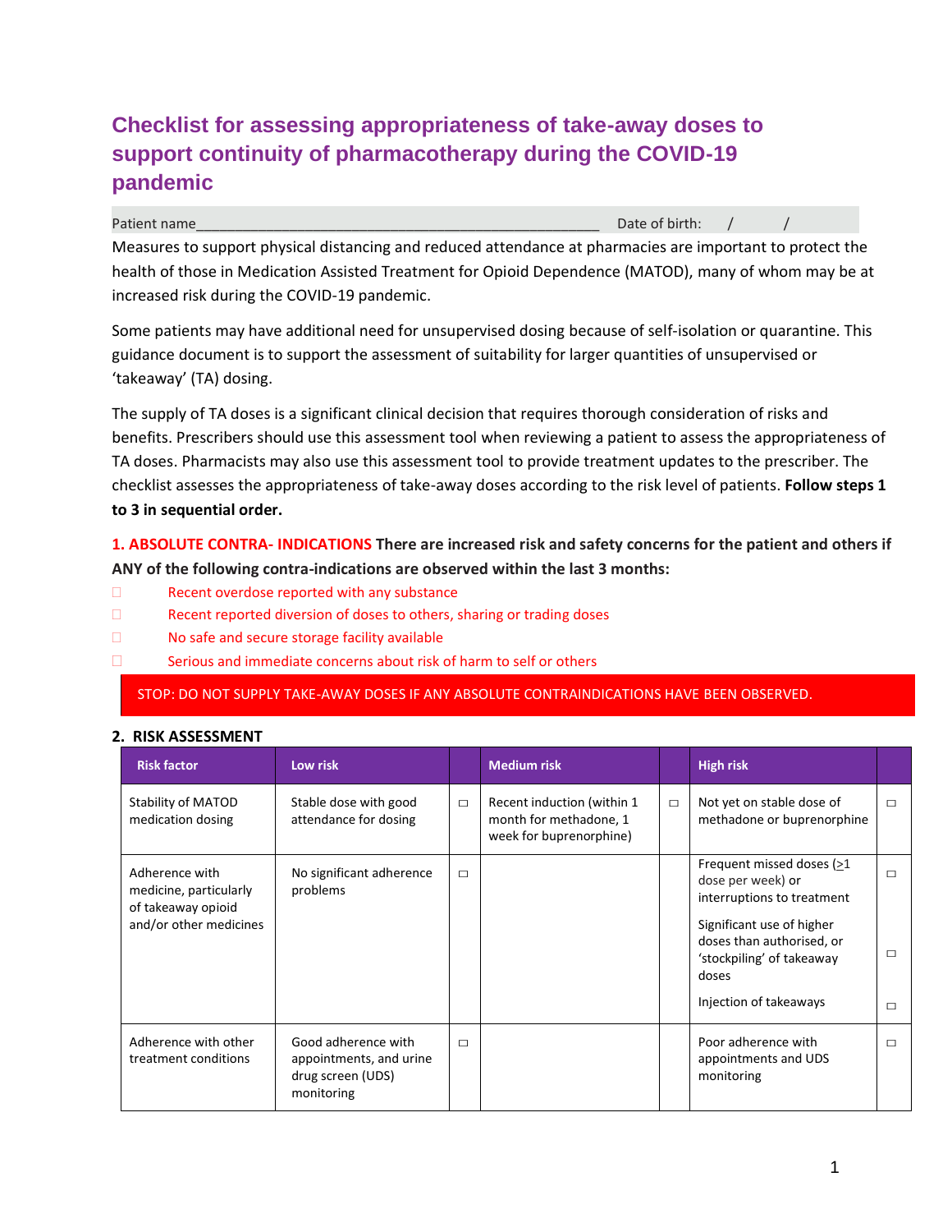# Checklist for assessing appropriateness of take-away doses to support continuity of pharmacotherapy during the COVID-19 pandemic

Patient name_____________________________________________ Date of birth: / /

Measures to support physical distancing and reduced attendance at pharmacies are important to protect the health of those in Medication Assisted Treatment for Opioid Dependence (MATOD), many of whom may be at increased risk during the COVID-19 pandemic.

Some patients may have additional need for unsupervised dosing because of self-isolation or quarantine. This guidance document is to support the assessment of suitability for larger quantities of unsupervised or 'takeaway' (TA) dosing.

The supply of TA doses is a significant clinical decision that requires thorough consideration of risks and benefits. Prescribers should use this assessment tool when reviewing a patient to assess the appropriateness of TA doses. Pharmacists may also use this assessment tool to provide treatment updates to the prescriber. The checklist assesses the appropriateness of take-away doses according to the risk level of patients. **Follow steps 1 to 3 in sequential order.**

**1. ABSOLUTE CONTRA- INDICATIONS There are increased risk and safety concerns for the patient and others if ANY of the following contra-indications are observed within the last 3 months:**

- ☐ Recent overdose reported with any substance
- ☐ Recent reported diversion of doses to others, sharing or trading doses
- ☐ No safe and secure storage facility available
- ☐ Serious and immediate concerns about risk of harm to self or others

**STOP: DO NOT SUPPLY TAKE-AWAY DOSES IF ANY ABSOLUTE CONTRAINDICATIONS HAVE BEEN OBSERVED.**

## 2. RISK ASSESSMENT

| Risk factor | Low risk | | Medium risk | | High risk | |
|---|---|---|---|---|---|---|
| Stability of MATOD medication dosing | Stable dose with good attendance for dosing | ☐ | Recent induction (within 1 month for methadone, 1 week for buprenorphine) | ☐ | Not yet on stable dose of methadone or buprenorphine | ☐ |
| Adherence with medicine, particularly of takeaway opioid and/or other medicines | No significant adherence problems | ☐ | | | Frequent missed doses (≥1 dose per week) or interruptions to treatment<br><br>Significant use of higher doses than authorised, or 'stockpiling' of takeaway doses<br><br>Injection of takeaways | ☐<br><br>☐<br><br>☐ |
| Adherence with other treatment conditions | Good adherence with appointments, and urine drug screen (UDS) monitoring | ☐ | | | Poor adherence with appointments and UDS monitoring | ☐ |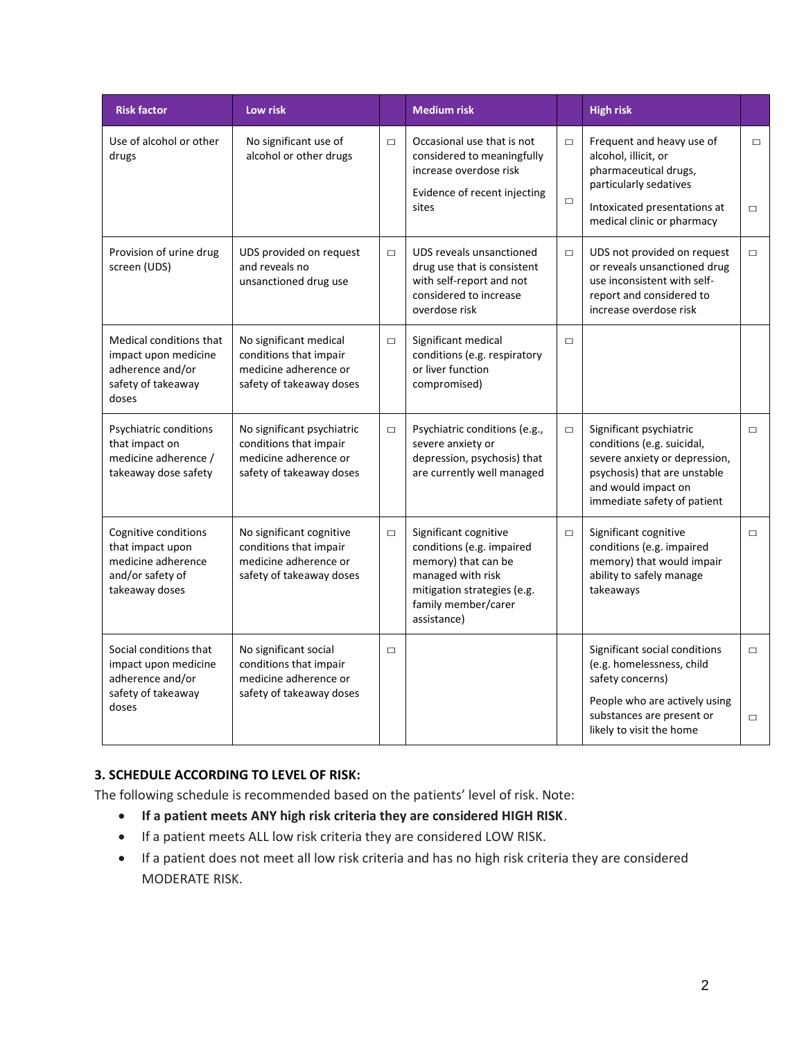| Risk factor | Low risk | | Medium risk | | High risk | |
|---|---|---|---|---|---|---|
| Use of alcohol or other drugs | No significant use of alcohol or other drugs | ☐ | Occasional use that is not considered to meaningfully increase overdose risk<br>Evidence of recent injecting sites | ☐<br>☐ | Frequent and heavy use of alcohol, illicit, or pharmaceutical drugs, particularly sedatives<br>Intoxicated presentations at medical clinic or pharmacy | ☐<br>☐ |
| Provision of urine drug screen (UDS) | UDS provided on request and reveals no unsanctioned drug use | ☐ | UDS reveals unsanctioned drug use that is consistent with self-report and not considered to increase overdose risk | ☐ | UDS not provided on request or reveals unsanctioned drug use inconsistent with self-report and considered to increase overdose risk | ☐ |
| Medical conditions that impact upon medicine adherence and/or safety of takeaway doses | No significant medical conditions that impair medicine adherence or safety of takeaway doses | ☐ | Significant medical conditions (e.g. respiratory or liver function compromised) | ☐ | | |
| Psychiatric conditions that impact on medicine adherence / takeaway dose safety | No significant psychiatric conditions that impair medicine adherence or safety of takeaway doses | ☐ | Psychiatric conditions (e.g., severe anxiety or depression, psychosis) that are currently well managed | ☐ | Significant psychiatric conditions (e.g. suicidal, severe anxiety or depression, psychosis) that are unstable and would impact on immediate safety of patient | ☐ |
| Cognitive conditions that impact upon medicine adherence and/or safety of takeaway doses | No significant cognitive conditions that impair medicine adherence or safety of takeaway doses | ☐ | Significant cognitive conditions (e.g. impaired memory) that can be managed with risk mitigation strategies (e.g. family member/carer assistance) | ☐ | Significant cognitive conditions (e.g. impaired memory) that would impair ability to safely manage takeaways | ☐ |
| Social conditions that impact upon medicine adherence and/or safety of takeaway doses | No significant social conditions that impair medicine adherence or safety of takeaway doses | ☐ | | | Significant social conditions (e.g. homelessness, child safety concerns)<br>People who are actively using substances are present or likely to visit the home | ☐<br>☐ |

### 3. SCHEDULE ACCORDING TO LEVEL OF RISK:

The following schedule is recommended based on the patients' level of risk. Note:

- **If a patient meets ANY high risk criteria they are considered HIGH RISK**.
- If a patient meets ALL low risk criteria they are considered LOW RISK.
- If a patient does not meet all low risk criteria and has no high risk criteria they are considered MODERATE RISK.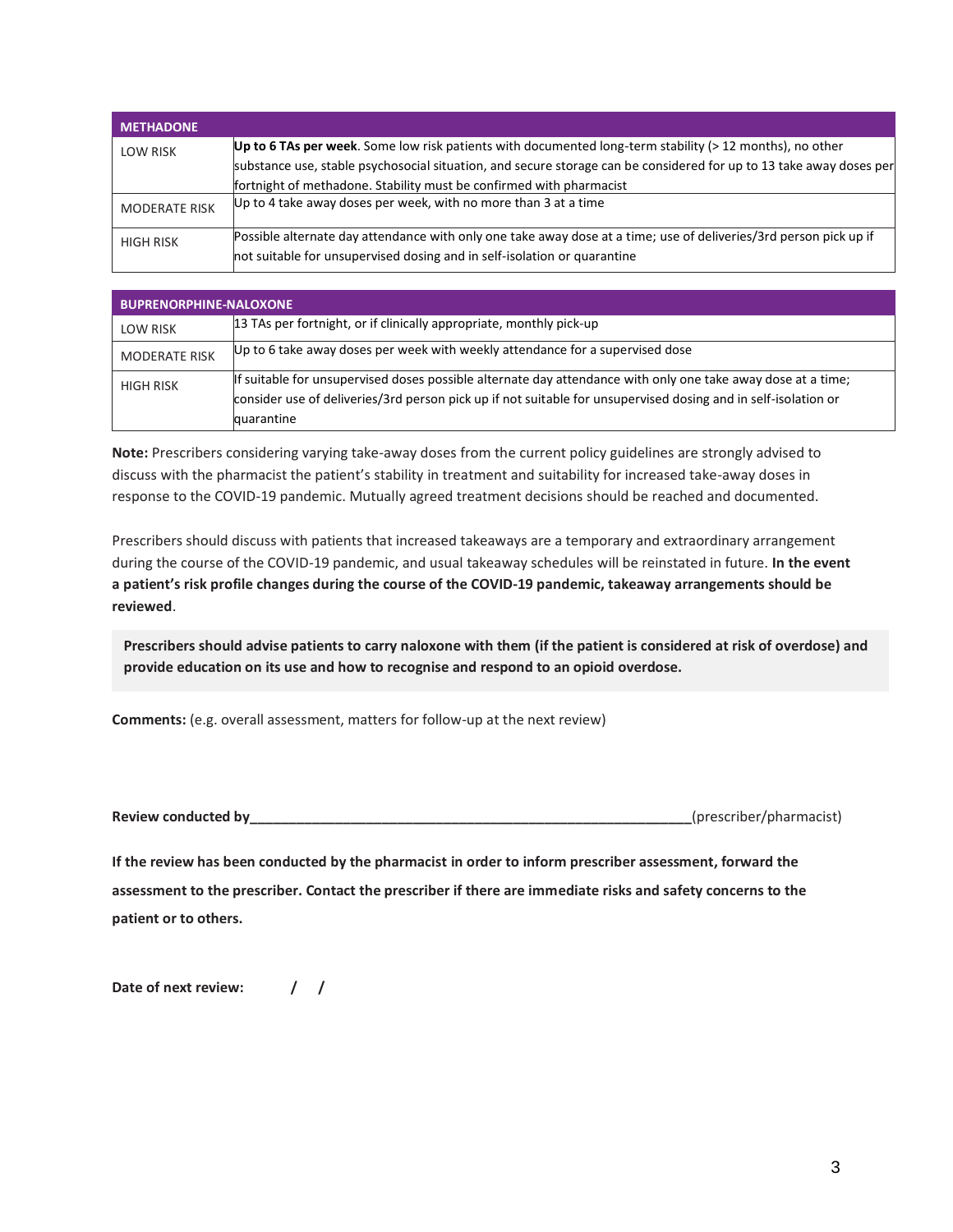| METHADONE | |
|---|---|
| LOW RISK | **Up to 6 TAs per week**. Some low risk patients with documented long-term stability (> 12 months), no other substance use, stable psychosocial situation, and secure storage can be considered for up to 13 take away doses per fortnight of methadone. Stability must be confirmed with pharmacist |
| MODERATE RISK | Up to 4 take away doses per week, with no more than 3 at a time |
| HIGH RISK | Possible alternate day attendance with only one take away dose at a time; use of deliveries/3rd person pick up if not suitable for unsupervised dosing and in self-isolation or quarantine |

| BUPRENORPHINE-NALOXONE | |
|---|---|
| LOW RISK | 13 TAs per fortnight, or if clinically appropriate, monthly pick-up |
| MODERATE RISK | Up to 6 take away doses per week with weekly attendance for a supervised dose |
| HIGH RISK | If suitable for unsupervised doses possible alternate day attendance with only one take away dose at a time; consider use of deliveries/3rd person pick up if not suitable for unsupervised dosing and in self-isolation or quarantine |

**Note:** Prescribers considering varying take-away doses from the current policy guidelines are strongly advised to discuss with the pharmacist the patient's stability in treatment and suitability for increased take-away doses in response to the COVID-19 pandemic. Mutually agreed treatment decisions should be reached and documented.

Prescribers should discuss with patients that increased takeaways are a temporary and extraordinary arrangement during the course of the COVID-19 pandemic, and usual takeaway schedules will be reinstated in future. **In the event a patient's risk profile changes during the course of the COVID-19 pandemic, takeaway arrangements should be reviewed**.

**Prescribers should advise patients to carry naloxone with them (if the patient is considered at risk of overdose) and provide education on its use and how to recognise and respond to an opioid overdose.**

**Comments:** (e.g. overall assessment, matters for follow-up at the next review)

**Review conducted by**\_\_\_\_\_\_\_\_\_\_\_\_\_\_\_\_\_\_\_\_\_\_\_\_\_\_\_\_\_\_\_\_\_\_\_\_\_\_\_\_\_\_\_\_\_\_\_\_\_\_\_\_\_\_\_\_(prescriber/pharmacist)

**If the review has been conducted by the pharmacist in order to inform prescriber assessment, forward the assessment to the prescriber. Contact the prescriber if there are immediate risks and safety concerns to the patient or to others.**

**Date of next review:** / /